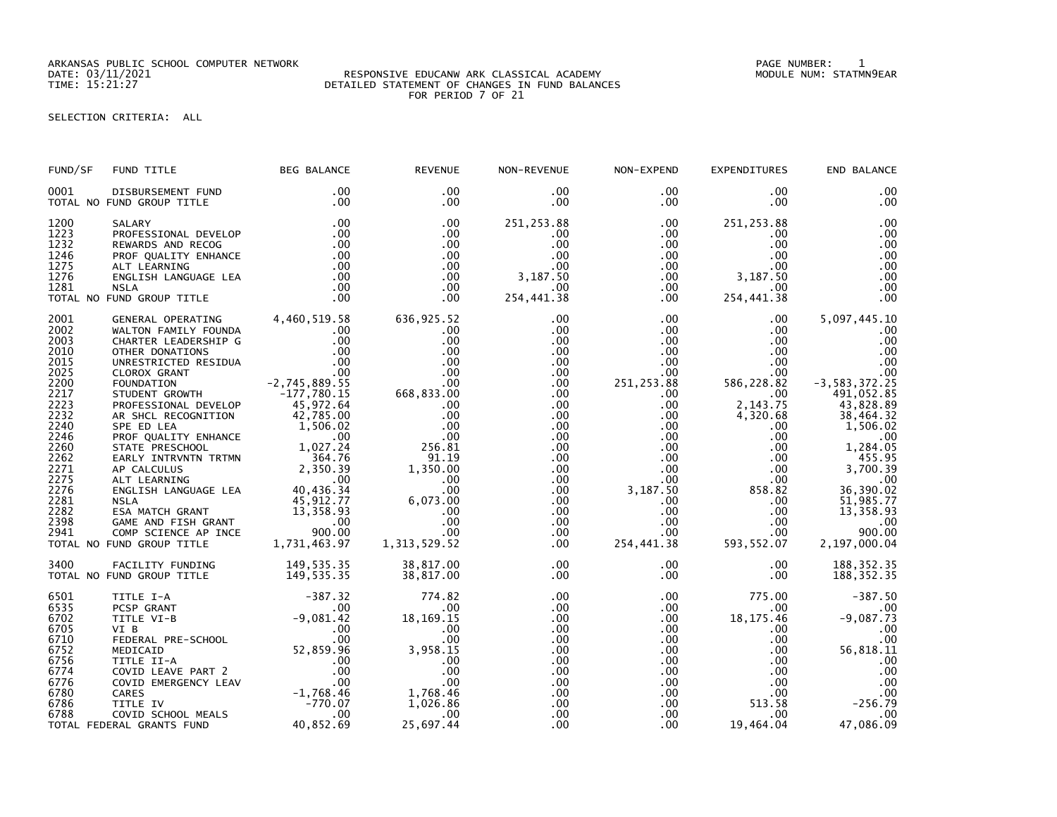ARKANSAS PUBLIC SCHOOL COMPUTER NETWORK
DATE: 03/11/2021
TIME: 15:21:27

RESPONSIVE EDUCANW ARK CLASSICAL ACADEMY
DETAILED STATEMENT OF CHANGES IN FUND BALANCES
FOR PERIOD 7 OF 21

PAGE NUMBER: 1
MODULE NUM: STATMN9EAR

SELECTION CRITERIA: ALL

| FUND/SF | FUND TITLE | BEG BALANCE | REVENUE | NON-REVENUE | NON-EXPEND | EXPENDITURES | END BALANCE |
|---|---|---|---|---|---|---|---|
| 0001 | DISBURSEMENT FUND | .00 | .00 | .00 | .00 | .00 | .00 |
| | TOTAL NO FUND GROUP TITLE | .00 | .00 | .00 | .00 | .00 | .00 |
| 1200 | SALARY | .00 | .00 | 251,253.88 | .00 | 251,253.88 | .00 |
| 1223 | PROFESSIONAL DEVELOP | .00 | .00 | .00 | .00 | .00 | .00 |
| 1232 | REWARDS AND RECOG | .00 | .00 | .00 | .00 | .00 | .00 |
| 1246 | PROF QUALITY ENHANCE | .00 | .00 | .00 | .00 | .00 | .00 |
| 1275 | ALT LEARNING | .00 | .00 | .00 | .00 | .00 | .00 |
| 1276 | ENGLISH LANGUAGE LEA | .00 | .00 | 3,187.50 | .00 | 3,187.50 | .00 |
| 1281 | NSLA | .00 | .00 | .00 | .00 | .00 | .00 |
| | TOTAL NO FUND GROUP TITLE | .00 | .00 | 254,441.38 | .00 | 254,441.38 | .00 |
| 2001 | GENERAL OPERATING | 4,460,519.58 | 636,925.52 | .00 | .00 | .00 | 5,097,445.10 |
| 2002 | WALTON FAMILY FOUNDA | .00 | .00 | .00 | .00 | .00 | .00 |
| 2003 | CHARTER LEADERSHIP G | .00 | .00 | .00 | .00 | .00 | .00 |
| 2010 | OTHER DONATIONS | .00 | .00 | .00 | .00 | .00 | .00 |
| 2015 | UNRESTRICTED RESIDUA | .00 | .00 | .00 | .00 | .00 | .00 |
| 2025 | CLOROX GRANT | .00 | .00 | .00 | .00 | .00 | .00 |
| 2200 | FOUNDATION | -2,745,889.55 | .00 | .00 | 251,253.88 | 586,228.82 | -3,583,372.25 |
| 2217 | STUDENT GROWTH | -177,780.15 | 668,833.00 | .00 | .00 | .00 | 491,052.85 |
| 2223 | PROFESSIONAL DEVELOP | 45,972.64 | .00 | .00 | .00 | 2,143.75 | 43,828.89 |
| 2232 | AR SHCL RECOGNITION | 42,785.00 | .00 | .00 | .00 | 4,320.68 | 38,464.32 |
| 2240 | SPE ED LEA | 1,506.02 | .00 | .00 | .00 | .00 | 1,506.02 |
| 2246 | PROF QUALITY ENHANCE | .00 | .00 | .00 | .00 | .00 | .00 |
| 2260 | STATE PRESCHOOL | 1,027.24 | 256.81 | .00 | .00 | .00 | 1,284.05 |
| 2262 | EARLY INTRVNTN TRTMN | 364.76 | 91.19 | .00 | .00 | .00 | 455.95 |
| 2271 | AP CALCULUS | 2,350.39 | 1,350.00 | .00 | .00 | .00 | 3,700.39 |
| 2275 | ALT LEARNING | .00 | .00 | .00 | .00 | .00 | .00 |
| 2276 | ENGLISH LANGUAGE LEA | 40,436.34 | .00 | .00 | 3,187.50 | 858.82 | 36,390.02 |
| 2281 | NSLA | 45,912.77 | 6,073.00 | .00 | .00 | .00 | 51,985.77 |
| 2282 | ESA MATCH GRANT | 13,358.93 | .00 | .00 | .00 | .00 | 13,358.93 |
| 2398 | GAME AND FISH GRANT | .00 | .00 | .00 | .00 | .00 | .00 |
| 2941 | COMP SCIENCE AP INCE | 900.00 | .00 | .00 | .00 | .00 | 900.00 |
| | TOTAL NO FUND GROUP TITLE | 1,731,463.97 | 1,313,529.52 | .00 | 254,441.38 | 593,552.07 | 2,197,000.04 |
| 3400 | FACILITY FUNDING | 149,535.35 | 38,817.00 | .00 | .00 | .00 | 188,352.35 |
| | TOTAL NO FUND GROUP TITLE | 149,535.35 | 38,817.00 | .00 | .00 | .00 | 188,352.35 |
| 6501 | TITLE I-A | -387.32 | 774.82 | .00 | .00 | 775.00 | -387.50 |
| 6535 | PCSP GRANT | .00 | .00 | .00 | .00 | .00 | .00 |
| 6702 | TITLE VI-B | -9,081.42 | 18,169.15 | .00 | .00 | 18,175.46 | -9,087.73 |
| 6705 | VI B | .00 | .00 | .00 | .00 | .00 | .00 |
| 6710 | FEDERAL PRE-SCHOOL | .00 | .00 | .00 | .00 | .00 | .00 |
| 6752 | MEDICAID | 52,859.96 | 3,958.15 | .00 | .00 | .00 | 56,818.11 |
| 6756 | TITLE II-A | .00 | .00 | .00 | .00 | .00 | .00 |
| 6774 | COVID LEAVE PART 2 | .00 | .00 | .00 | .00 | .00 | .00 |
| 6776 | COVID EMERGENCY LEAV | .00 | .00 | .00 | .00 | .00 | .00 |
| 6780 | CARES | -1,768.46 | 1,768.46 | .00 | .00 | .00 | .00 |
| 6786 | TITLE IV | -770.07 | 1,026.86 | .00 | .00 | 513.58 | -256.79 |
| 6788 | COVID SCHOOL MEALS | .00 | .00 | .00 | .00 | .00 | .00 |
| | TOTAL FEDERAL GRANTS FUND | 40,852.69 | 25,697.44 | .00 | .00 | 19,464.04 | 47,086.09 |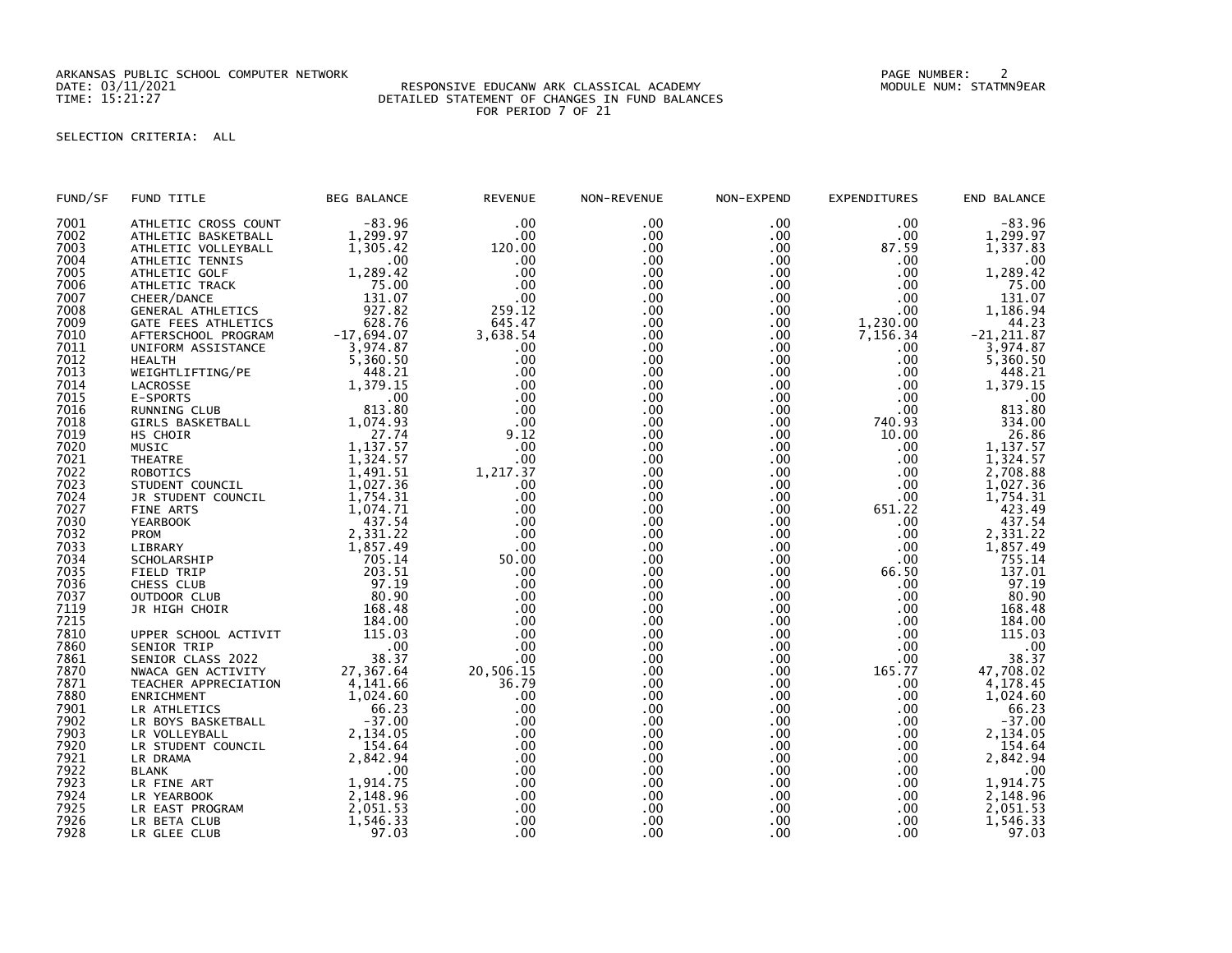ARKANSAS PUBLIC SCHOOL COMPUTER NETWORK
DATE: 03/11/2021
TIME: 15:21:27

RESPONSIVE EDUCANW ARK CLASSICAL ACADEMY
DETAILED STATEMENT OF CHANGES IN FUND BALANCES
FOR PERIOD 7 OF 21

PAGE NUMBER: 2
MODULE NUM: STATMN9EAR

SELECTION CRITERIA: ALL

| FUND/SF | FUND TITLE | BEG BALANCE | REVENUE | NON-REVENUE | NON-EXPEND | EXPENDITURES | END BALANCE |
|---|---|---|---|---|---|---|---|
| 7001 | ATHLETIC CROSS COUNT | -83.96 | .00 | .00 | .00 | .00 | -83.96 |
| 7002 | ATHLETIC BASKETBALL | 1,299.97 | .00 | .00 | .00 | .00 | 1,299.97 |
| 7003 | ATHLETIC VOLLEYBALL | 1,305.42 | 120.00 | .00 | .00 | 87.59 | 1,337.83 |
| 7004 | ATHLETIC TENNIS | .00 | .00 | .00 | .00 | .00 | .00 |
| 7005 | ATHLETIC GOLF | 1,289.42 | .00 | .00 | .00 | .00 | 1,289.42 |
| 7006 | ATHLETIC TRACK | 75.00 | .00 | .00 | .00 | .00 | 75.00 |
| 7007 | CHEER/DANCE | 131.07 | .00 | .00 | .00 | .00 | 131.07 |
| 7008 | GENERAL ATHLETICS | 927.82 | 259.12 | .00 | .00 | .00 | 1,186.94 |
| 7009 | GATE FEES ATHLETICS | 628.76 | 645.47 | .00 | .00 | 1,230.00 | 44.23 |
| 7010 | AFTERSCHOOL PROGRAM | -17,694.07 | 3,638.54 | .00 | .00 | 7,156.34 | -21,211.87 |
| 7011 | UNIFORM ASSISTANCE | 3,974.87 | .00 | .00 | .00 | .00 | 3,974.87 |
| 7012 | HEALTH | 5,360.50 | .00 | .00 | .00 | .00 | 5,360.50 |
| 7013 | WEIGHTLIFTING/PE | 448.21 | .00 | .00 | .00 | .00 | 448.21 |
| 7014 | LACROSSE | 1,379.15 | .00 | .00 | .00 | .00 | 1,379.15 |
| 7015 | E-SPORTS | .00 | .00 | .00 | .00 | .00 | .00 |
| 7016 | RUNNING CLUB | 813.80 | .00 | .00 | .00 | .00 | 813.80 |
| 7018 | GIRLS BASKETBALL | 1,074.93 | .00 | .00 | .00 | 740.93 | 334.00 |
| 7019 | HS CHOIR | 27.74 | 9.12 | .00 | .00 | 10.00 | 26.86 |
| 7020 | MUSIC | 1,137.57 | .00 | .00 | .00 | .00 | 1,137.57 |
| 7021 | THEATRE | 1,324.57 | .00 | .00 | .00 | .00 | 1,324.57 |
| 7022 | ROBOTICS | 1,491.51 | 1,217.37 | .00 | .00 | .00 | 2,708.88 |
| 7023 | STUDENT COUNCIL | 1,027.36 | .00 | .00 | .00 | .00 | 1,027.36 |
| 7024 | JR STUDENT COUNCIL | 1,754.31 | .00 | .00 | .00 | .00 | 1,754.31 |
| 7027 | FINE ARTS | 1,074.71 | .00 | .00 | .00 | 651.22 | 423.49 |
| 7030 | YEARBOOK | 437.54 | .00 | .00 | .00 | .00 | 437.54 |
| 7032 | PROM | 2,331.22 | .00 | .00 | .00 | .00 | 2,331.22 |
| 7033 | LIBRARY | 1,857.49 | .00 | .00 | .00 | .00 | 1,857.49 |
| 7034 | SCHOLARSHIP | 705.14 | 50.00 | .00 | .00 | .00 | 755.14 |
| 7035 | FIELD TRIP | 203.51 | .00 | .00 | .00 | 66.50 | 137.01 |
| 7036 | CHESS CLUB | 97.19 | .00 | .00 | .00 | .00 | 97.19 |
| 7037 | OUTDOOR CLUB | 80.90 | .00 | .00 | .00 | .00 | 80.90 |
| 7119 | JR HIGH CHOIR | 168.48 | .00 | .00 | .00 | .00 | 168.48 |
| 7215 | | 184.00 | .00 | .00 | .00 | .00 | 184.00 |
| 7810 | UPPER SCHOOL ACTIVIT | 115.03 | .00 | .00 | .00 | .00 | 115.03 |
| 7860 | SENIOR TRIP | .00 | .00 | .00 | .00 | .00 | .00 |
| 7861 | SENIOR CLASS 2022 | 38.37 | .00 | .00 | .00 | .00 | 38.37 |
| 7870 | NWACA GEN ACTIVITY | 27,367.64 | 20,506.15 | .00 | .00 | 165.77 | 47,708.02 |
| 7871 | TEACHER APPRECIATION | 4,141.66 | 36.79 | .00 | .00 | .00 | 4,178.45 |
| 7880 | ENRICHMENT | 1,024.60 | .00 | .00 | .00 | .00 | 1,024.60 |
| 7901 | LR ATHLETICS | 66.23 | .00 | .00 | .00 | .00 | 66.23 |
| 7902 | LR BOYS BASKETBALL | -37.00 | .00 | .00 | .00 | .00 | -37.00 |
| 7903 | LR VOLLEYBALL | 2,134.05 | .00 | .00 | .00 | .00 | 2,134.05 |
| 7920 | LR STUDENT COUNCIL | 154.64 | .00 | .00 | .00 | .00 | 154.64 |
| 7921 | LR DRAMA | 2,842.94 | .00 | .00 | .00 | .00 | 2,842.94 |
| 7922 | BLANK | .00 | .00 | .00 | .00 | .00 | .00 |
| 7923 | LR FINE ART | 1,914.75 | .00 | .00 | .00 | .00 | 1,914.75 |
| 7924 | LR YEARBOOK | 2,148.96 | .00 | .00 | .00 | .00 | 2,148.96 |
| 7925 | LR EAST PROGRAM | 2,051.53 | .00 | .00 | .00 | .00 | 2,051.53 |
| 7926 | LR BETA CLUB | 1,546.33 | .00 | .00 | .00 | .00 | 1,546.33 |
| 7928 | LR GLEE CLUB | 97.03 | .00 | .00 | .00 | .00 | 97.03 |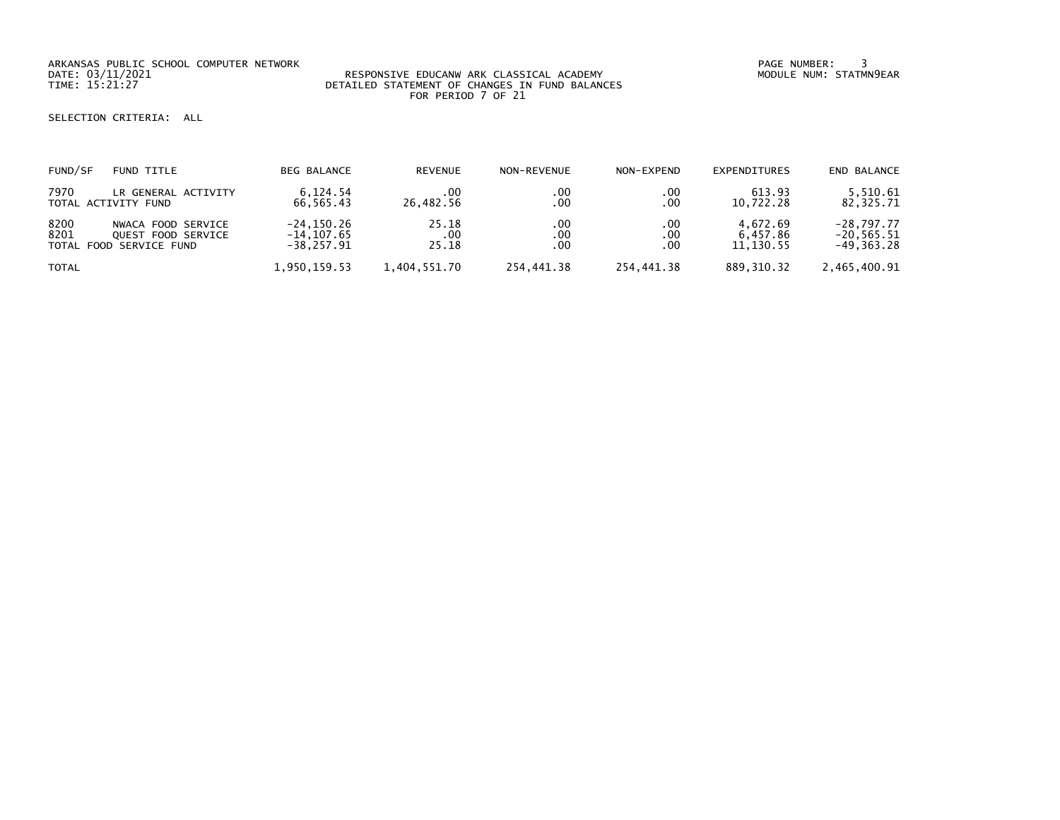ARKANSAS PUBLIC SCHOOL COMPUTER NETWORK
DATE: 03/11/2021
TIME: 15:21:27

RESPONSIVE EDUCANW ARK CLASSICAL ACADEMY
DETAILED STATEMENT OF CHANGES IN FUND BALANCES
FOR PERIOD 7 OF 21

MODULE NUM: STATMN9EAR

SELECTION CRITERIA: ALL

| FUND/SF | FUND TITLE | BEG BALANCE | REVENUE | NON-REVENUE | NON-EXPEND | EXPENDITURES | END BALANCE |
|---|---|---|---|---|---|---|---|
| 7970 | LR GENERAL ACTIVITY | 6,124.54 | .00 | .00 | .00 | 613.93 | 5,510.61 |
| TOTAL ACTIVITY FUND | | 66,565.43 | 26,482.56 | .00 | .00 | 10,722.28 | 82,325.71 |
| 8200 | NWACA FOOD SERVICE | -24,150.26 | 25.18 | .00 | .00 | 4,672.69 | -28,797.77 |
| 8201 | QUEST FOOD SERVICE | -14,107.65 | .00 | .00 | .00 | 6,457.86 | -20,565.51 |
| TOTAL FOOD SERVICE FUND | | -38,257.91 | 25.18 | .00 | .00 | 11,130.55 | -49,363.28 |
| TOTAL | | 1,950,159.53 | 1,404,551.70 | 254,441.38 | 254,441.38 | 889,310.32 | 2,465,400.91 |